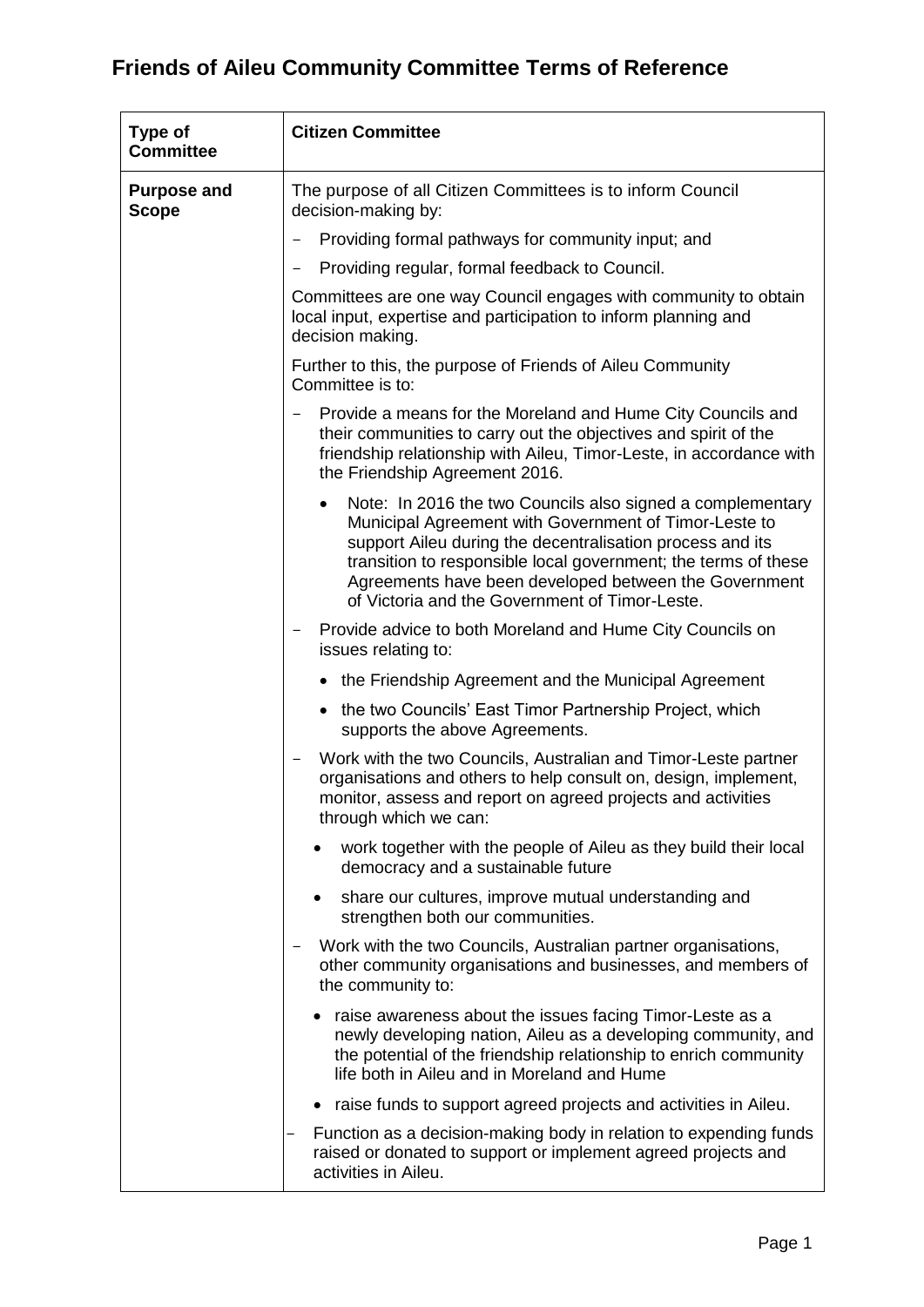# Friends of Aileu Community Committee Terms of Reference

| **Type of Committee** | **Citizen Committee** |
|---|---|
| **Purpose and Scope** | The purpose of all Citizen Committees is to inform Council decision-making by:<br>- Providing formal pathways for community input; and<br>- Providing regular, formal feedback to Council.<br><br>Committees are one way Council engages with community to obtain local input, expertise and participation to inform planning and decision making.<br><br>Further to this, the purpose of Friends of Aileu Community Committee is to:<br>- Provide a means for the Moreland and Hume City Councils and their communities to carry out the objectives and spirit of the friendship relationship with Aileu, Timor-Leste, in accordance with the Friendship Agreement 2016.<br>  • Note: In 2016 the two Councils also signed a complementary Municipal Agreement with Government of Timor-Leste to support Aileu during the decentralisation process and its transition to responsible local government; the terms of these Agreements have been developed between the Government of Victoria and the Government of Timor-Leste.<br>- Provide advice to both Moreland and Hume City Councils on issues relating to:<br>  • the Friendship Agreement and the Municipal Agreement<br>  • the two Councils' East Timor Partnership Project, which supports the above Agreements.<br>- Work with the two Councils, Australian and Timor-Leste partner organisations and others to help consult on, design, implement, monitor, assess and report on agreed projects and activities through which we can:<br>  • work together with the people of Aileu as they build their local democracy and a sustainable future<br>  • share our cultures, improve mutual understanding and strengthen both our communities.<br>- Work with the two Councils, Australian partner organisations, other community organisations and businesses, and members of the community to:<br>  • raise awareness about the issues facing Timor-Leste as a newly developing nation, Aileu as a developing community, and the potential of the friendship relationship to enrich community life both in Aileu and in Moreland and Hume<br>  • raise funds to support agreed projects and activities in Aileu.<br>- Function as a decision-making body in relation to expending funds raised or donated to support or implement agreed projects and activities in Aileu. |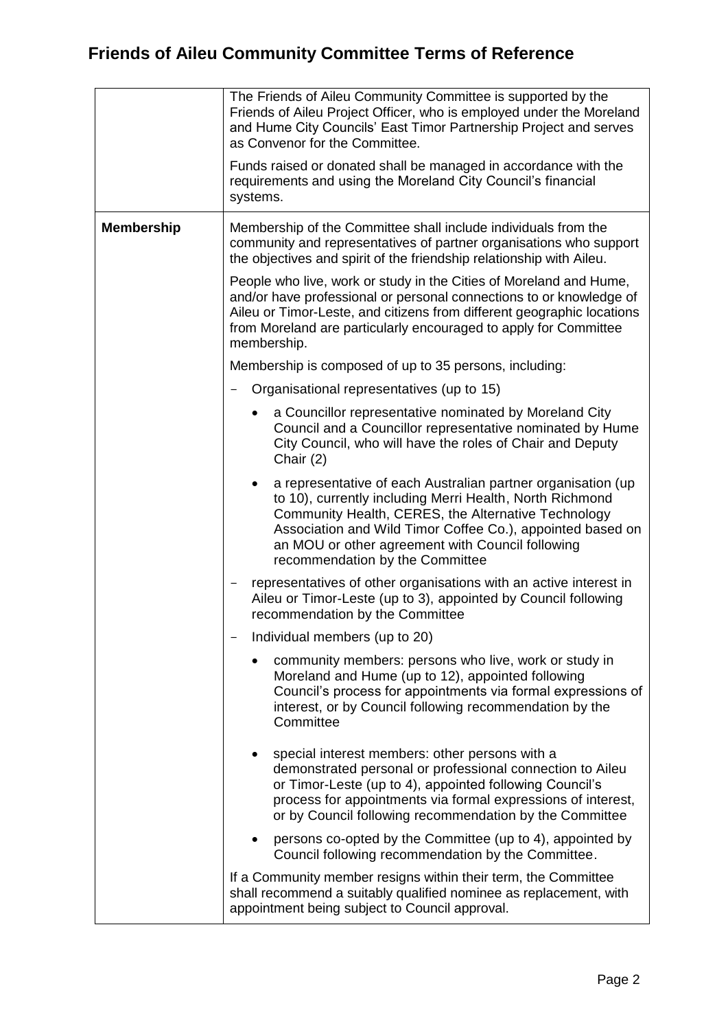# Friends of Aileu Community Committee Terms of Reference

| | |
|---|---|
| | The Friends of Aileu Community Committee is supported by the Friends of Aileu Project Officer, who is employed under the Moreland and Hume City Councils' East Timor Partnership Project and serves as Convenor for the Committee.<br><br>Funds raised or donated shall be managed in accordance with the requirements and using the Moreland City Council's financial systems. |
| **Membership** | Membership of the Committee shall include individuals from the community and representatives of partner organisations who support the objectives and spirit of the friendship relationship with Aileu.<br><br>People who live, work or study in the Cities of Moreland and Hume, and/or have professional or personal connections to or knowledge of Aileu or Timor-Leste, and citizens from different geographic locations from Moreland are particularly encouraged to apply for Committee membership.<br><br>Membership is composed of up to 35 persons, including:<br><br>- Organisational representatives (up to 15)<br>  - a Councillor representative nominated by Moreland City Council and a Councillor representative nominated by Hume City Council, who will have the roles of Chair and Deputy Chair (2)<br>  - a representative of each Australian partner organisation (up to 10), currently including Merri Health, North Richmond Community Health, CERES, the Alternative Technology Association and Wild Timor Coffee Co.), appointed based on an MOU or other agreement with Council following recommendation by the Committee<br>- representatives of other organisations with an active interest in Aileu or Timor-Leste (up to 3), appointed by Council following recommendation by the Committee<br>- Individual members (up to 20)<br>  - community members: persons who live, work or study in Moreland and Hume (up to 12), appointed following Council's process for appointments via formal expressions of interest, or by Council following recommendation by the Committee<br>  - special interest members: other persons with a demonstrated personal or professional connection to Aileu or Timor-Leste (up to 4), appointed following Council's process for appointments via formal expressions of interest, or by Council following recommendation by the Committee<br>  - persons co-opted by the Committee (up to 4), appointed by Council following recommendation by the Committee.<br><br>If a Community member resigns within their term, the Committee shall recommend a suitably qualified nominee as replacement, with appointment being subject to Council approval. |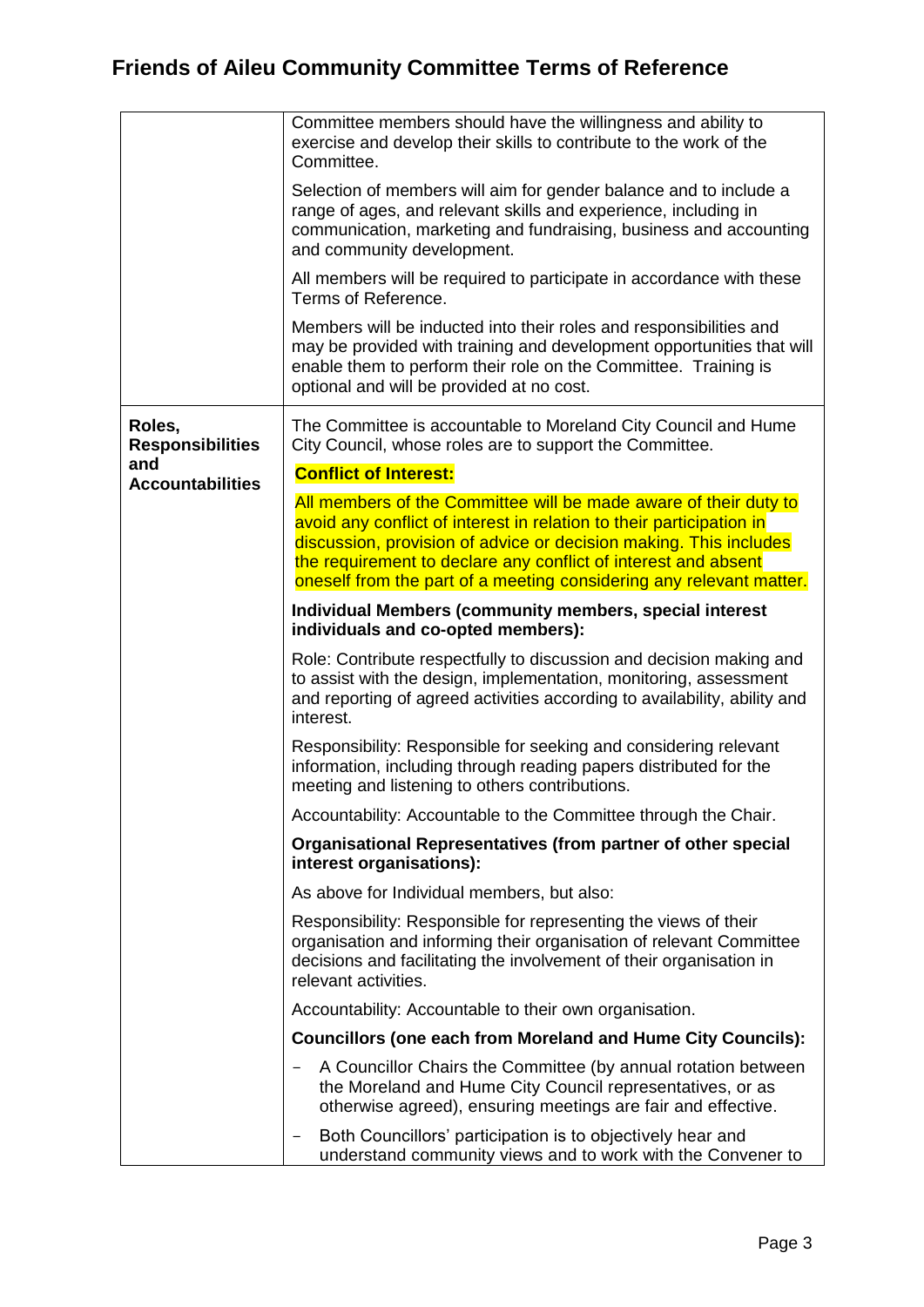# Friends of Aileu Community Committee Terms of Reference

| | |
|---|---|
| | Committee members should have the willingness and ability to exercise and develop their skills to contribute to the work of the Committee.<br><br>Selection of members will aim for gender balance and to include a range of ages, and relevant skills and experience, including in communication, marketing and fundraising, business and accounting and community development.<br><br>All members will be required to participate in accordance with these Terms of Reference.<br><br>Members will be inducted into their roles and responsibilities and may be provided with training and development opportunities that will enable them to perform their role on the Committee. Training is optional and will be provided at no cost. |
| **Roles, Responsibilities and Accountabilities** | The Committee is accountable to Moreland City Council and Hume City Council, whose roles are to support the Committee.<br><br>**Conflict of Interest:**<br><br>All members of the Committee will be made aware of their duty to avoid any conflict of interest in relation to their participation in discussion, provision of advice or decision making. This includes the requirement to declare any conflict of interest and absent oneself from the part of a meeting considering any relevant matter.<br><br>**Individual Members (community members, special interest individuals and co-opted members):**<br><br>Role: Contribute respectfully to discussion and decision making and to assist with the design, implementation, monitoring, assessment and reporting of agreed activities according to availability, ability and interest.<br><br>Responsibility: Responsible for seeking and considering relevant information, including through reading papers distributed for the meeting and listening to others contributions.<br><br>Accountability: Accountable to the Committee through the Chair.<br><br>**Organisational Representatives (from partner of other special interest organisations):**<br><br>As above for Individual members, but also:<br><br>Responsibility: Responsible for representing the views of their organisation and informing their organisation of relevant Committee decisions and facilitating the involvement of their organisation in relevant activities.<br><br>Accountability: Accountable to their own organisation.<br><br>**Councillors (one each from Moreland and Hume City Councils):**<br><br>- A Councillor Chairs the Committee (by annual rotation between the Moreland and Hume City Council representatives, or as otherwise agreed), ensuring meetings are fair and effective.<br>- Both Councillors' participation is to objectively hear and understand community views and to work with the Convener to |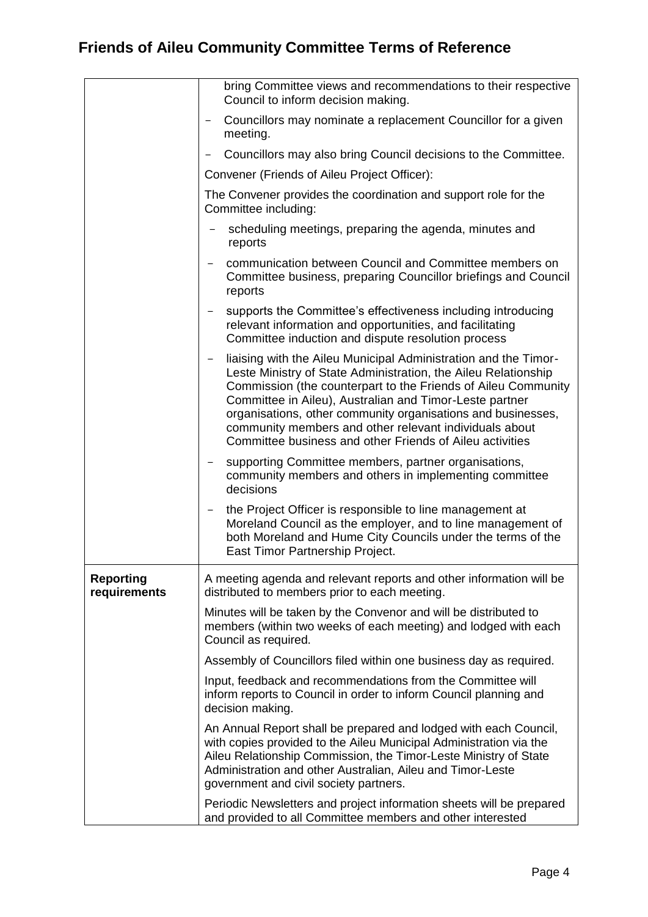# Friends of Aileu Community Committee Terms of Reference

| | |
|---|---|
| | bring Committee views and recommendations to their respective Council to inform decision making.<br>- Councillors may nominate a replacement Councillor for a given meeting.<br>- Councillors may also bring Council decisions to the Committee.<br>Convener (Friends of Aileu Project Officer):<br>The Convener provides the coordination and support role for the Committee including:<br>- scheduling meetings, preparing the agenda, minutes and reports<br>- communication between Council and Committee members on Committee business, preparing Councillor briefings and Council reports<br>- supports the Committee's effectiveness including introducing relevant information and opportunities, and facilitating Committee induction and dispute resolution process<br>- liaising with the Aileu Municipal Administration and the Timor-Leste Ministry of State Administration, the Aileu Relationship Commission (the counterpart to the Friends of Aileu Community Committee in Aileu), Australian and Timor-Leste partner organisations, other community organisations and businesses, community members and other relevant individuals about Committee business and other Friends of Aileu activities<br>- supporting Committee members, partner organisations, community members and others in implementing committee decisions<br>- the Project Officer is responsible to line management at Moreland Council as the employer, and to line management of both Moreland and Hume City Councils under the terms of the East Timor Partnership Project. |
| **Reporting requirements** | A meeting agenda and relevant reports and other information will be distributed to members prior to each meeting.<br>Minutes will be taken by the Convenor and will be distributed to members (within two weeks of each meeting) and lodged with each Council as required.<br>Assembly of Councillors filed within one business day as required.<br>Input, feedback and recommendations from the Committee will inform reports to Council in order to inform Council planning and decision making.<br>An Annual Report shall be prepared and lodged with each Council, with copies provided to the Aileu Municipal Administration via the Aileu Relationship Commission, the Timor-Leste Ministry of State Administration and other Australian, Aileu and Timor-Leste government and civil society partners.<br>Periodic Newsletters and project information sheets will be prepared and provided to all Committee members and other interested |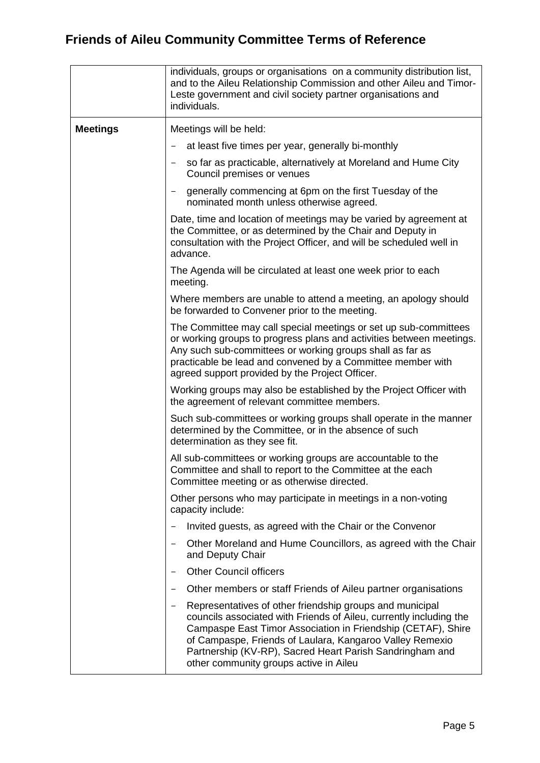# Friends of Aileu Community Committee Terms of Reference

| | |
|---|---|
| | individuals, groups or organisations on a community distribution list, and to the Aileu Relationship Commission and other Aileu and Timor-Leste government and civil society partner organisations and individuals. |
| **Meetings** | Meetings will be held:<br>– at least five times per year, generally bi-monthly<br>– so far as practicable, alternatively at Moreland and Hume City Council premises or venues<br>– generally commencing at 6pm on the first Tuesday of the nominated month unless otherwise agreed.<br><br>Date, time and location of meetings may be varied by agreement at the Committee, or as determined by the Chair and Deputy in consultation with the Project Officer, and will be scheduled well in advance.<br><br>The Agenda will be circulated at least one week prior to each meeting.<br><br>Where members are unable to attend a meeting, an apology should be forwarded to Convener prior to the meeting.<br><br>The Committee may call special meetings or set up sub-committees or working groups to progress plans and activities between meetings. Any such sub-committees or working groups shall as far as practicable be lead and convened by a Committee member with agreed support provided by the Project Officer.<br><br>Working groups may also be established by the Project Officer with the agreement of relevant committee members.<br><br>Such sub-committees or working groups shall operate in the manner determined by the Committee, or in the absence of such determination as they see fit.<br><br>All sub-committees or working groups are accountable to the Committee and shall to report to the Committee at the each Committee meeting or as otherwise directed.<br><br>Other persons who may participate in meetings in a non-voting capacity include:<br>– Invited guests, as agreed with the Chair or the Convenor<br>– Other Moreland and Hume Councillors, as agreed with the Chair and Deputy Chair<br>– Other Council officers<br>– Other members or staff Friends of Aileu partner organisations<br>– Representatives of other friendship groups and municipal councils associated with Friends of Aileu, currently including the Campaspe East Timor Association in Friendship (CETAF), Shire of Campaspe, Friends of Laulara, Kangaroo Valley Remexio Partnership (KV-RP), Sacred Heart Parish Sandringham and other community groups active in Aileu |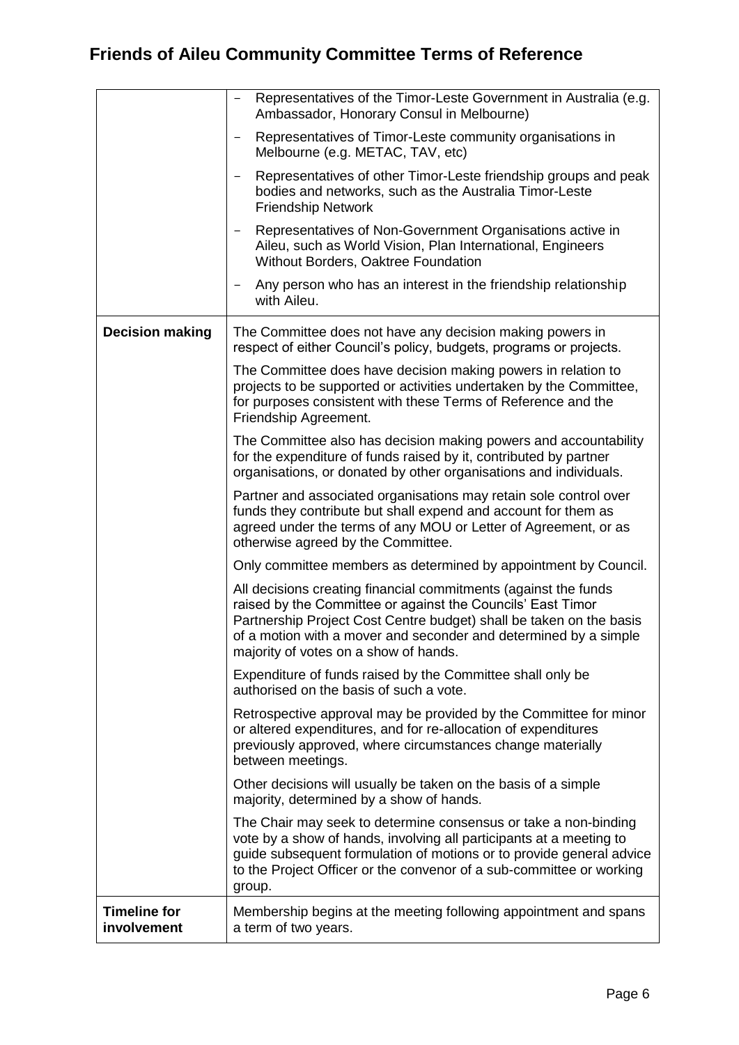| | |
|---|---|
| | - Representatives of the Timor-Leste Government in Australia (e.g. Ambassador, Honorary Consul in Melbourne)<br>- Representatives of Timor-Leste community organisations in Melbourne (e.g. METAC, TAV, etc)<br>- Representatives of other Timor-Leste friendship groups and peak bodies and networks, such as the Australia Timor-Leste Friendship Network<br>- Representatives of Non-Government Organisations active in Aileu, such as World Vision, Plan International, Engineers Without Borders, Oaktree Foundation<br>- Any person who has an interest in the friendship relationship with Aileu. |
| **Decision making** | The Committee does not have any decision making powers in respect of either Council's policy, budgets, programs or projects.<br><br>The Committee does have decision making powers in relation to projects to be supported or activities undertaken by the Committee, for purposes consistent with these Terms of Reference and the Friendship Agreement.<br><br>The Committee also has decision making powers and accountability for the expenditure of funds raised by it, contributed by partner organisations, or donated by other organisations and individuals.<br><br>Partner and associated organisations may retain sole control over funds they contribute but shall expend and account for them as agreed under the terms of any MOU or Letter of Agreement, or as otherwise agreed by the Committee.<br><br>Only committee members as determined by appointment by Council.<br><br>All decisions creating financial commitments (against the funds raised by the Committee or against the Councils' East Timor Partnership Project Cost Centre budget) shall be taken on the basis of a motion with a mover and seconder and determined by a simple majority of votes on a show of hands.<br><br>Expenditure of funds raised by the Committee shall only be authorised on the basis of such a vote.<br><br>Retrospective approval may be provided by the Committee for minor or altered expenditures, and for re-allocation of expenditures previously approved, where circumstances change materially between meetings.<br><br>Other decisions will usually be taken on the basis of a simple majority, determined by a show of hands.<br><br>The Chair may seek to determine consensus or take a non-binding vote by a show of hands, involving all participants at a meeting to guide subsequent formulation of motions or to provide general advice to the Project Officer or the convenor of a sub-committee or working group. |
| **Timeline for involvement** | Membership begins at the meeting following appointment and spans a term of two years. |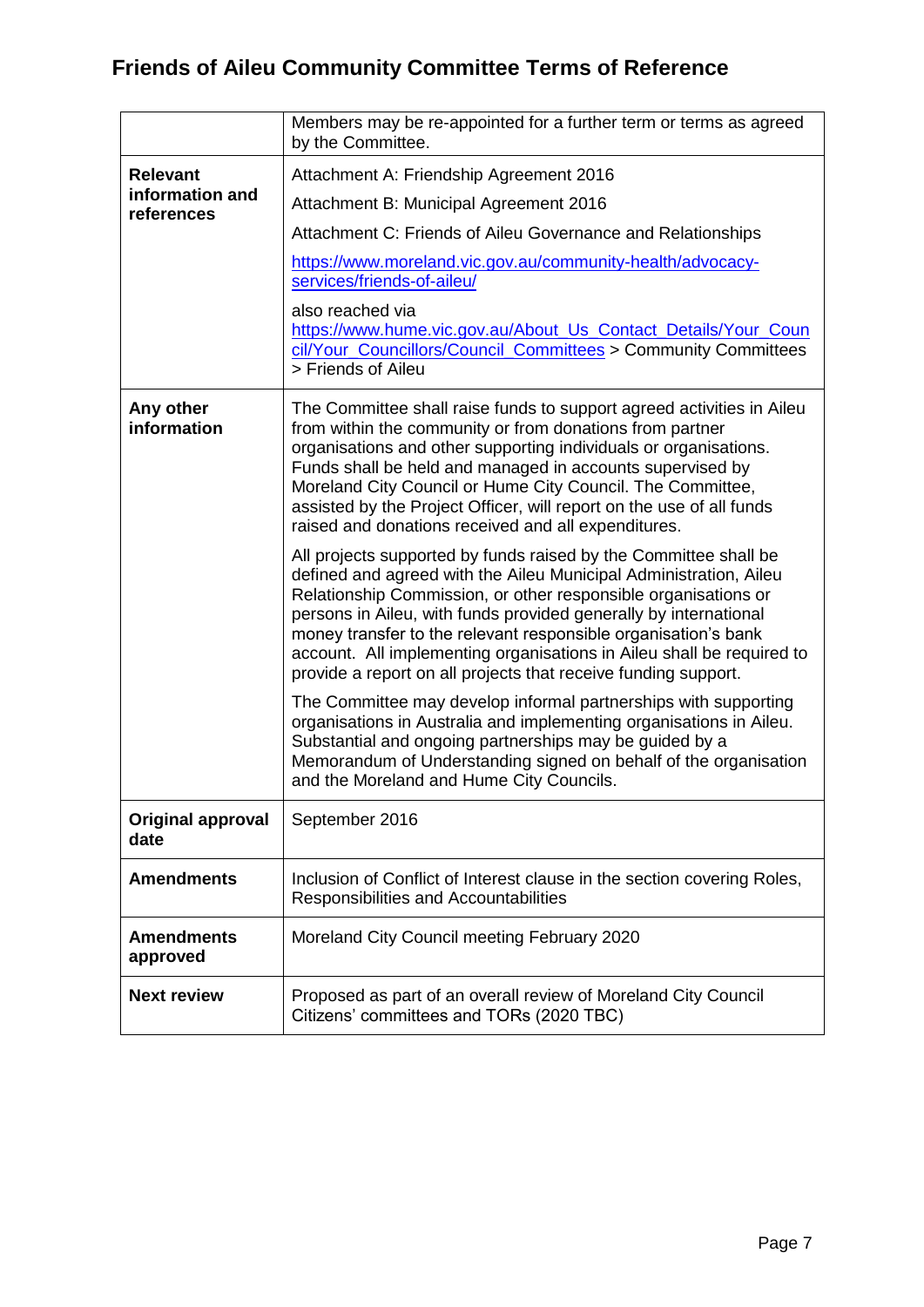# Friends of Aileu Community Committee Terms of Reference

| | |
|---|---|
| | Members may be re-appointed for a further term or terms as agreed by the Committee. |
| **Relevant information and references** | Attachment A: Friendship Agreement 2016<br><br>Attachment B: Municipal Agreement 2016<br><br>Attachment C: Friends of Aileu Governance and Relationships<br><br>https://www.moreland.vic.gov.au/community-health/advocacy-services/friends-of-aileu/<br><br>also reached via https://www.hume.vic.gov.au/About_Us_Contact_Details/Your_Council/Your_Councillors/Council_Committees > Community Committees > Friends of Aileu |
| **Any other information** | The Committee shall raise funds to support agreed activities in Aileu from within the community or from donations from partner organisations and other supporting individuals or organisations. Funds shall be held and managed in accounts supervised by Moreland City Council or Hume City Council. The Committee, assisted by the Project Officer, will report on the use of all funds raised and donations received and all expenditures.<br><br>All projects supported by funds raised by the Committee shall be defined and agreed with the Aileu Municipal Administration, Aileu Relationship Commission, or other responsible organisations or persons in Aileu, with funds provided generally by international money transfer to the relevant responsible organisation's bank account. All implementing organisations in Aileu shall be required to provide a report on all projects that receive funding support.<br><br>The Committee may develop informal partnerships with supporting organisations in Australia and implementing organisations in Aileu. Substantial and ongoing partnerships may be guided by a Memorandum of Understanding signed on behalf of the organisation and the Moreland and Hume City Councils. |
| **Original approval date** | September 2016 |
| **Amendments** | Inclusion of Conflict of Interest clause in the section covering Roles, Responsibilities and Accountabilities |
| **Amendments approved** | Moreland City Council meeting February 2020 |
| **Next review** | Proposed as part of an overall review of Moreland City Council Citizens' committees and TORs (2020 TBC) |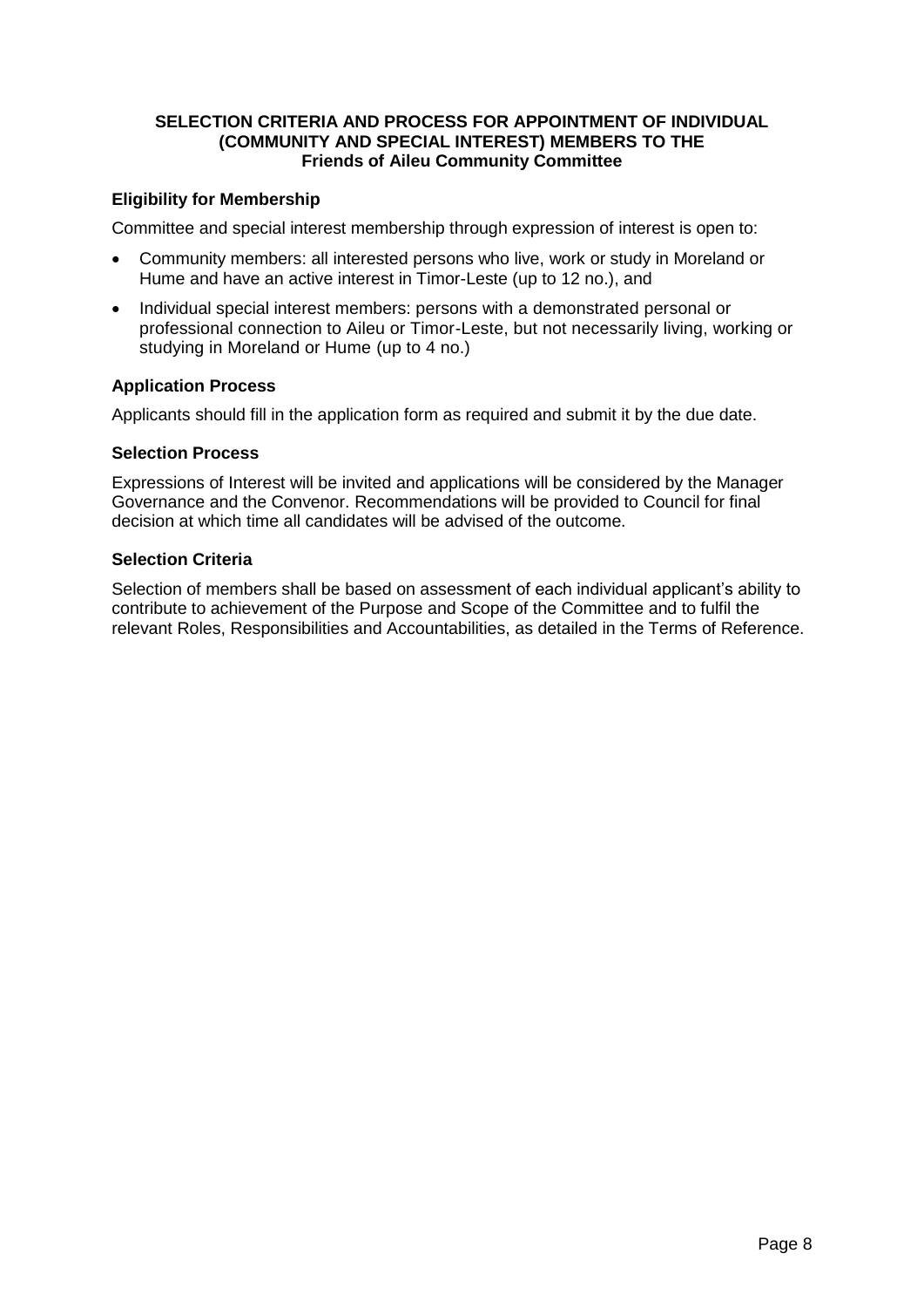# SELECTION CRITERIA AND PROCESS FOR APPOINTMENT OF INDIVIDUAL (COMMUNITY AND SPECIAL INTEREST) MEMBERS TO THE Friends of Aileu Community Committee

## Eligibility for Membership

Committee and special interest membership through expression of interest is open to:

- Community members: all interested persons who live, work or study in Moreland or Hume and have an active interest in Timor-Leste (up to 12 no.), and
- Individual special interest members: persons with a demonstrated personal or professional connection to Aileu or Timor-Leste, but not necessarily living, working or studying in Moreland or Hume (up to 4 no.)

## Application Process

Applicants should fill in the application form as required and submit it by the due date.

## Selection Process

Expressions of Interest will be invited and applications will be considered by the Manager Governance and the Convenor. Recommendations will be provided to Council for final decision at which time all candidates will be advised of the outcome.

## Selection Criteria

Selection of members shall be based on assessment of each individual applicant's ability to contribute to achievement of the Purpose and Scope of the Committee and to fulfil the relevant Roles, Responsibilities and Accountabilities, as detailed in the Terms of Reference.